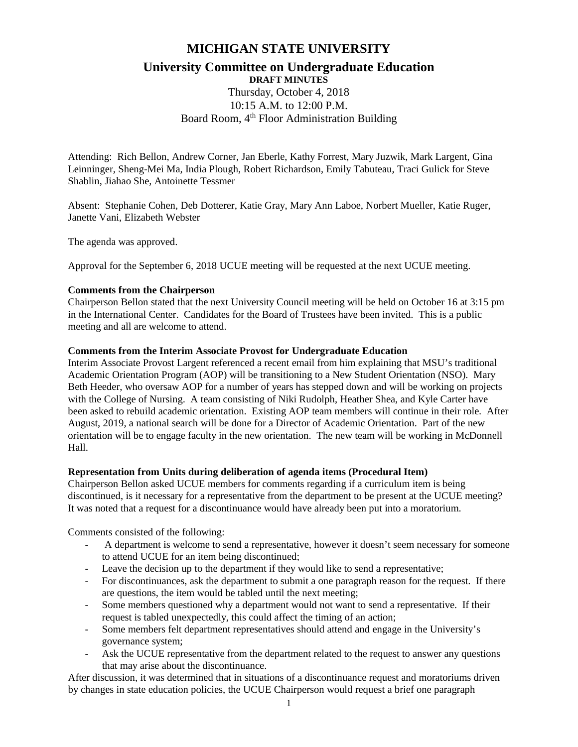# MICHIGAN STATE UNIVERSITY

## University Committee on Undergraduate Education

**DRAFT MINUTES**

Thursday, October 4, 2018
10:15 A.M. to 12:00 P.M.
Board Room, 4th Floor Administration Building

Attending: Rich Bellon, Andrew Corner, Jan Eberle, Kathy Forrest, Mary Juzwik, Mark Largent, Gina Leinninger, Sheng-Mei Ma, India Plough, Robert Richardson, Emily Tabuteau, Traci Gulick for Steve Shablin, Jiahao She, Antoinette Tessmer

Absent: Stephanie Cohen, Deb Dotterer, Katie Gray, Mary Ann Laboe, Norbert Mueller, Katie Ruger, Janette Vani, Elizabeth Webster

The agenda was approved.

Approval for the September 6, 2018 UCUE meeting will be requested at the next UCUE meeting.

**Comments from the Chairperson**

Chairperson Bellon stated that the next University Council meeting will be held on October 16 at 3:15 pm in the International Center. Candidates for the Board of Trustees have been invited. This is a public meeting and all are welcome to attend.

**Comments from the Interim Associate Provost for Undergraduate Education**

Interim Associate Provost Largent referenced a recent email from him explaining that MSU's traditional Academic Orientation Program (AOP) will be transitioning to a New Student Orientation (NSO). Mary Beth Heeder, who oversaw AOP for a number of years has stepped down and will be working on projects with the College of Nursing. A team consisting of Niki Rudolph, Heather Shea, and Kyle Carter have been asked to rebuild academic orientation. Existing AOP team members will continue in their role. After August, 2019, a national search will be done for a Director of Academic Orientation. Part of the new orientation will be to engage faculty in the new orientation. The new team will be working in McDonnell Hall.

**Representation from Units during deliberation of agenda items (Procedural Item)**

Chairperson Bellon asked UCUE members for comments regarding if a curriculum item is being discontinued, is it necessary for a representative from the department to be present at the UCUE meeting? It was noted that a request for a discontinuance would have already been put into a moratorium.

Comments consisted of the following:

- A department is welcome to send a representative, however it doesn't seem necessary for someone to attend UCUE for an item being discontinued;
- Leave the decision up to the department if they would like to send a representative;
- For discontinuances, ask the department to submit a one paragraph reason for the request. If there are questions, the item would be tabled until the next meeting;
- Some members questioned why a department would not want to send a representative. If their request is tabled unexpectedly, this could affect the timing of an action;
- Some members felt department representatives should attend and engage in the University's governance system;
- Ask the UCUE representative from the department related to the request to answer any questions that may arise about the discontinuance.

After discussion, it was determined that in situations of a discontinuance request and moratoriums driven by changes in state education policies, the UCUE Chairperson would request a brief one paragraph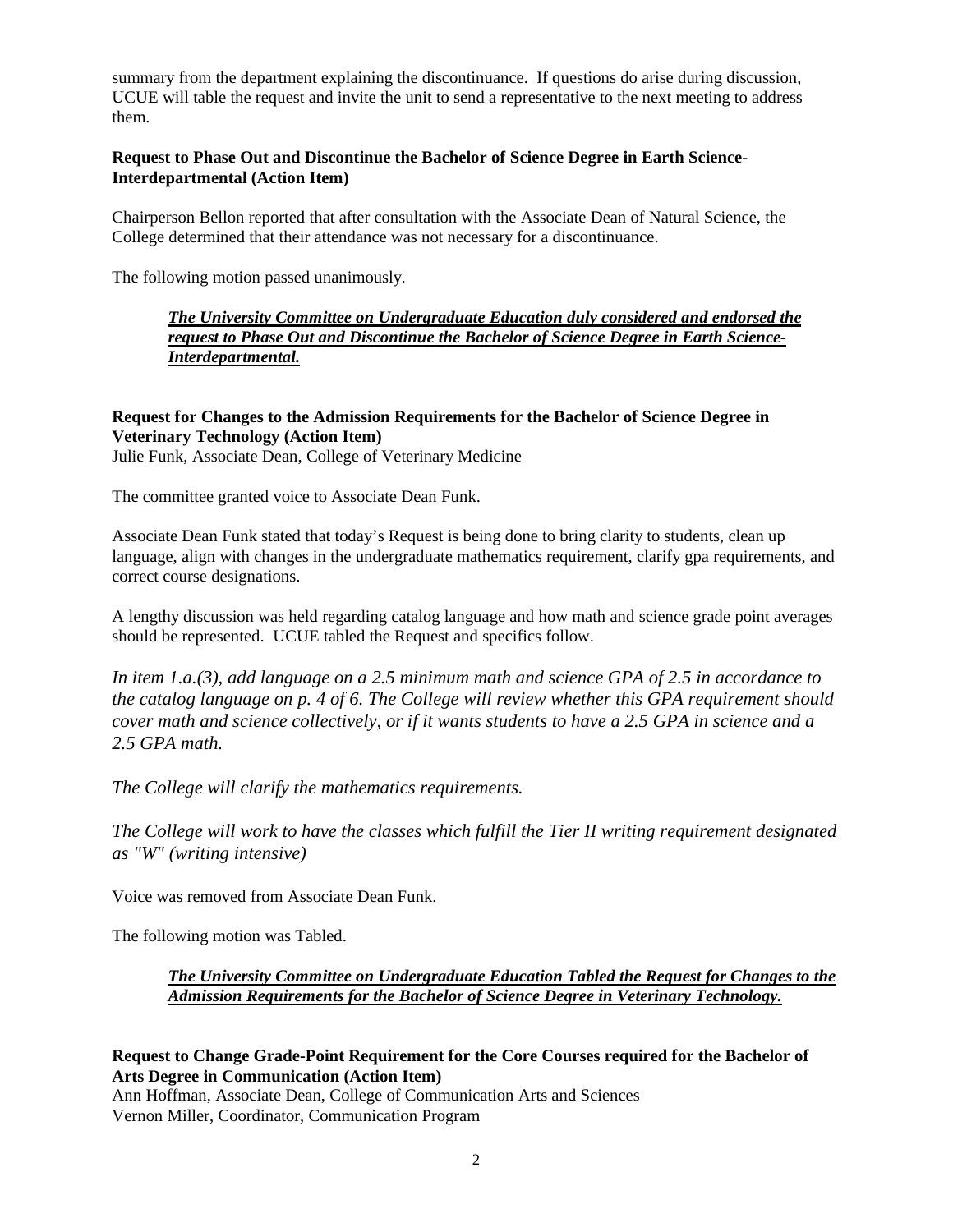summary from the department explaining the discontinuance. If questions do arise during discussion, UCUE will table the request and invite the unit to send a representative to the next meeting to address them.

**Request to Phase Out and Discontinue the Bachelor of Science Degree in Earth Science-Interdepartmental (Action Item)**

Chairperson Bellon reported that after consultation with the Associate Dean of Natural Science, the College determined that their attendance was not necessary for a discontinuance.

The following motion passed unanimously.

> ***The University Committee on Undergraduate Education duly considered and endorsed the request to Phase Out and Discontinue the Bachelor of Science Degree in Earth Science-Interdepartmental.***

**Request for Changes to the Admission Requirements for the Bachelor of Science Degree in Veterinary Technology (Action Item)**
Julie Funk, Associate Dean, College of Veterinary Medicine

The committee granted voice to Associate Dean Funk.

Associate Dean Funk stated that today's Request is being done to bring clarity to students, clean up language, align with changes in the undergraduate mathematics requirement, clarify gpa requirements, and correct course designations.

A lengthy discussion was held regarding catalog language and how math and science grade point averages should be represented. UCUE tabled the Request and specifics follow.

*In item 1.a.(3), add language on a 2.5 minimum math and science GPA of 2.5 in accordance to the catalog language on p. 4 of 6. The College will review whether this GPA requirement should cover math and science collectively, or if it wants students to have a 2.5 GPA in science and a 2.5 GPA math.*

*The College will clarify the mathematics requirements.*

*The College will work to have the classes which fulfill the Tier II writing requirement designated as "W" (writing intensive)*

Voice was removed from Associate Dean Funk.

The following motion was Tabled.

> ***The University Committee on Undergraduate Education Tabled the Request for Changes to the Admission Requirements for the Bachelor of Science Degree in Veterinary Technology.***

**Request to Change Grade-Point Requirement for the Core Courses required for the Bachelor of Arts Degree in Communication (Action Item)**
Ann Hoffman, Associate Dean, College of Communication Arts and Sciences
Vernon Miller, Coordinator, Communication Program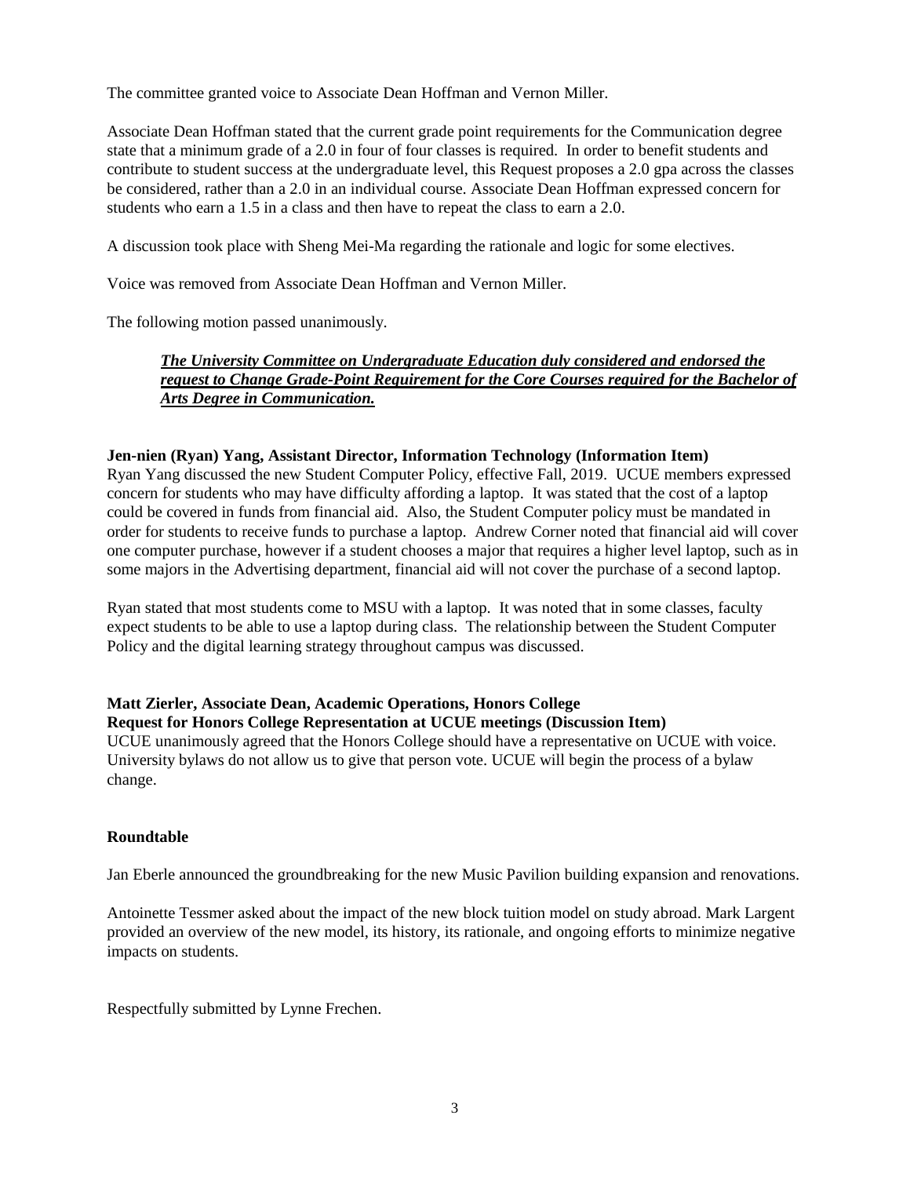The committee granted voice to Associate Dean Hoffman and Vernon Miller.

Associate Dean Hoffman stated that the current grade point requirements for the Communication degree state that a minimum grade of a 2.0 in four of four classes is required. In order to benefit students and contribute to student success at the undergraduate level, this Request proposes a 2.0 gpa across the classes be considered, rather than a 2.0 in an individual course. Associate Dean Hoffman expressed concern for students who earn a 1.5 in a class and then have to repeat the class to earn a 2.0.

A discussion took place with Sheng Mei-Ma regarding the rationale and logic for some electives.

Voice was removed from Associate Dean Hoffman and Vernon Miller.

The following motion passed unanimously.

> ***The University Committee on Undergraduate Education duly considered and endorsed the request to Change Grade-Point Requirement for the Core Courses required for the Bachelor of Arts Degree in Communication.***

**Jen-nien (Ryan) Yang, Assistant Director, Information Technology (Information Item)**

Ryan Yang discussed the new Student Computer Policy, effective Fall, 2019. UCUE members expressed concern for students who may have difficulty affording a laptop. It was stated that the cost of a laptop could be covered in funds from financial aid. Also, the Student Computer policy must be mandated in order for students to receive funds to purchase a laptop. Andrew Corner noted that financial aid will cover one computer purchase, however if a student chooses a major that requires a higher level laptop, such as in some majors in the Advertising department, financial aid will not cover the purchase of a second laptop.

Ryan stated that most students come to MSU with a laptop. It was noted that in some classes, faculty expect students to be able to use a laptop during class. The relationship between the Student Computer Policy and the digital learning strategy throughout campus was discussed.

**Matt Zierler, Associate Dean, Academic Operations, Honors College**
**Request for Honors College Representation at UCUE meetings (Discussion Item)**

UCUE unanimously agreed that the Honors College should have a representative on UCUE with voice. University bylaws do not allow us to give that person vote. UCUE will begin the process of a bylaw change.

**Roundtable**

Jan Eberle announced the groundbreaking for the new Music Pavilion building expansion and renovations.

Antoinette Tessmer asked about the impact of the new block tuition model on study abroad. Mark Largent provided an overview of the new model, its history, its rationale, and ongoing efforts to minimize negative impacts on students.

Respectfully submitted by Lynne Frechen.